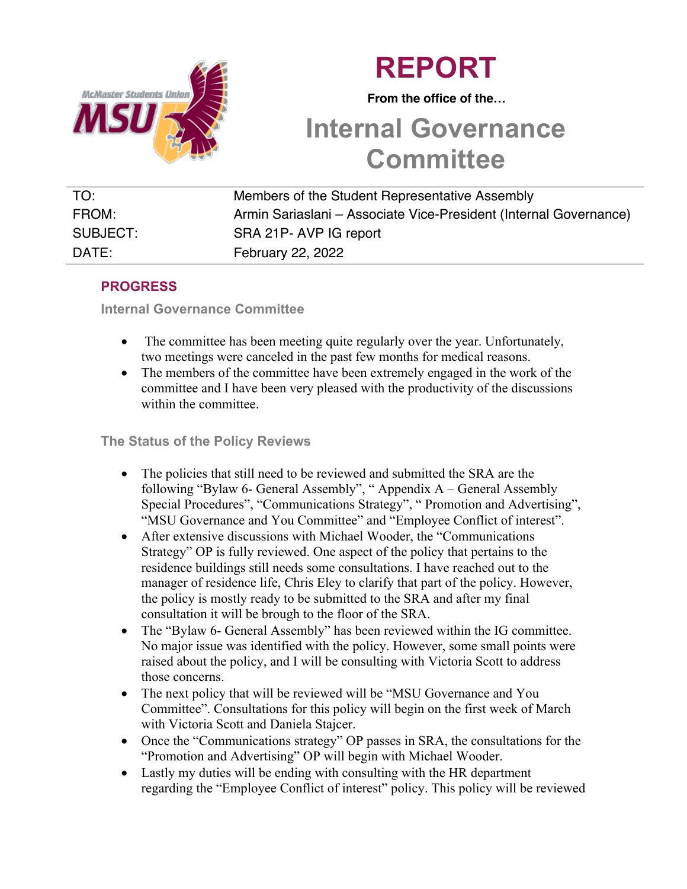# REPORT

**From the office of the…**

## Internal Governance Committee

| TO: | Members of the Student Representative Assembly |
|---|---|
| FROM: | Armin Sariaslani – Associate Vice-President (Internal Governance) |
| SUBJECT: | SRA 21P- AVP IG report |
| DATE: | February 22, 2022 |

### PROGRESS

#### Internal Governance Committee

- The committee has been meeting quite regularly over the year. Unfortunately, two meetings were canceled in the past few months for medical reasons.
- The members of the committee have been extremely engaged in the work of the committee and I have been very pleased with the productivity of the discussions within the committee.

#### The Status of the Policy Reviews

- The policies that still need to be reviewed and submitted the SRA are the following "Bylaw 6- General Assembly", " Appendix A – General Assembly Special Procedures", "Communications Strategy", " Promotion and Advertising", "MSU Governance and You Committee" and "Employee Conflict of interest".
- After extensive discussions with Michael Wooder, the "Communications Strategy" OP is fully reviewed. One aspect of the policy that pertains to the residence buildings still needs some consultations. I have reached out to the manager of residence life, Chris Eley to clarify that part of the policy. However, the policy is mostly ready to be submitted to the SRA and after my final consultation it will be brough to the floor of the SRA.
- The "Bylaw 6- General Assembly" has been reviewed within the IG committee. No major issue was identified with the policy. However, some small points were raised about the policy, and I will be consulting with Victoria Scott to address those concerns.
- The next policy that will be reviewed will be "MSU Governance and You Committee". Consultations for this policy will begin on the first week of March with Victoria Scott and Daniela Stajcer.
- Once the "Communications strategy" OP passes in SRA, the consultations for the "Promotion and Advertising" OP will begin with Michael Wooder.
- Lastly my duties will be ending with consulting with the HR department regarding the "Employee Conflict of interest" policy. This policy will be reviewed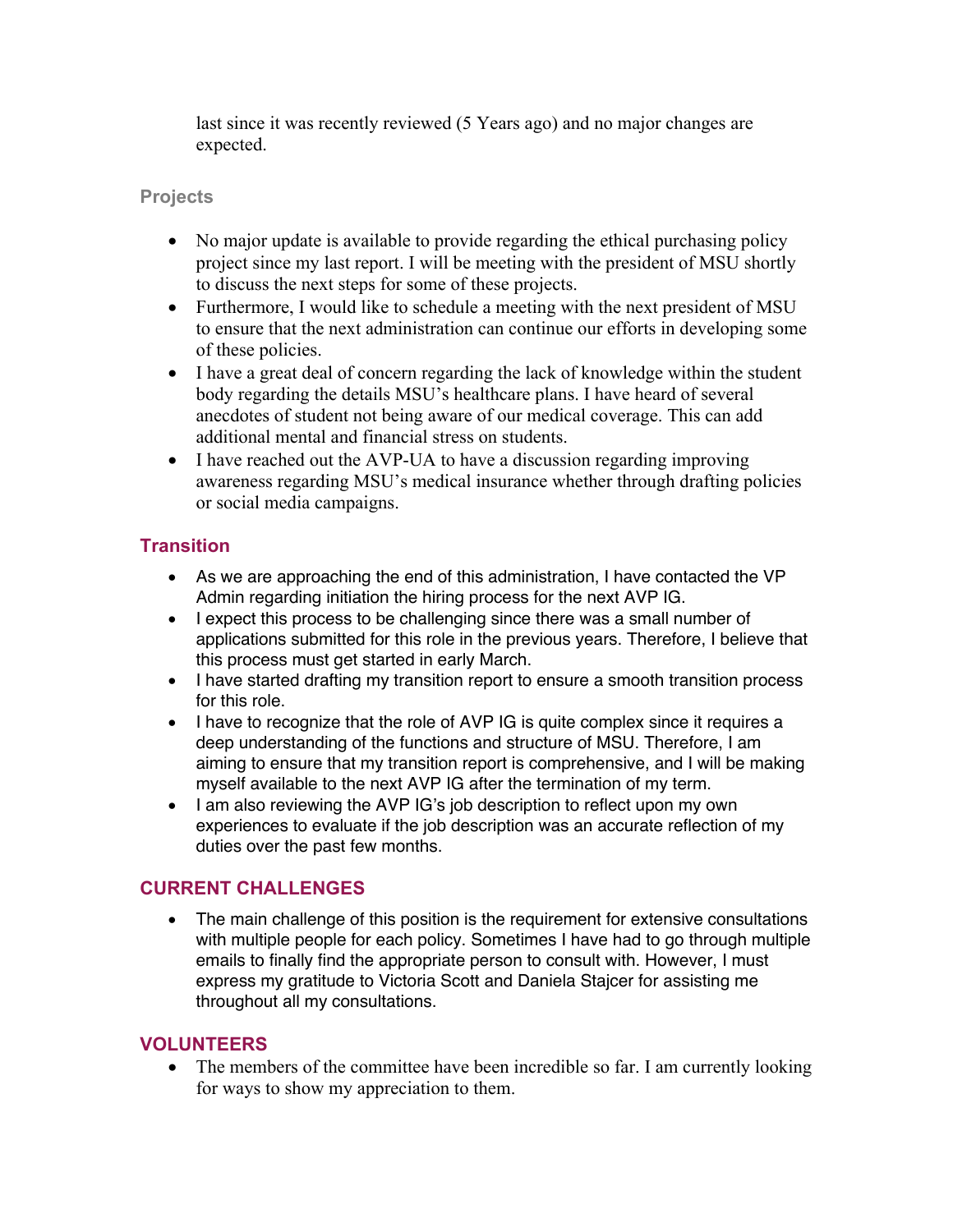last since it was recently reviewed (5 Years ago) and no major changes are expected.

### Projects

- No major update is available to provide regarding the ethical purchasing policy project since my last report. I will be meeting with the president of MSU shortly to discuss the next steps for some of these projects.
- Furthermore, I would like to schedule a meeting with the next president of MSU to ensure that the next administration can continue our efforts in developing some of these policies.
- I have a great deal of concern regarding the lack of knowledge within the student body regarding the details MSU's healthcare plans. I have heard of several anecdotes of student not being aware of our medical coverage. This can add additional mental and financial stress on students.
- I have reached out the AVP-UA to have a discussion regarding improving awareness regarding MSU's medical insurance whether through drafting policies or social media campaigns.

### Transition

- As we are approaching the end of this administration, I have contacted the VP Admin regarding initiation the hiring process for the next AVP IG.
- I expect this process to be challenging since there was a small number of applications submitted for this role in the previous years. Therefore, I believe that this process must get started in early March.
- I have started drafting my transition report to ensure a smooth transition process for this role.
- I have to recognize that the role of AVP IG is quite complex since it requires a deep understanding of the functions and structure of MSU. Therefore, I am aiming to ensure that my transition report is comprehensive, and I will be making myself available to the next AVP IG after the termination of my term.
- I am also reviewing the AVP IG's job description to reflect upon my own experiences to evaluate if the job description was an accurate reflection of my duties over the past few months.

## CURRENT CHALLENGES

- The main challenge of this position is the requirement for extensive consultations with multiple people for each policy. Sometimes I have had to go through multiple emails to finally find the appropriate person to consult with. However, I must express my gratitude to Victoria Scott and Daniela Stajcer for assisting me throughout all my consultations.

## VOLUNTEERS

- The members of the committee have been incredible so far. I am currently looking for ways to show my appreciation to them.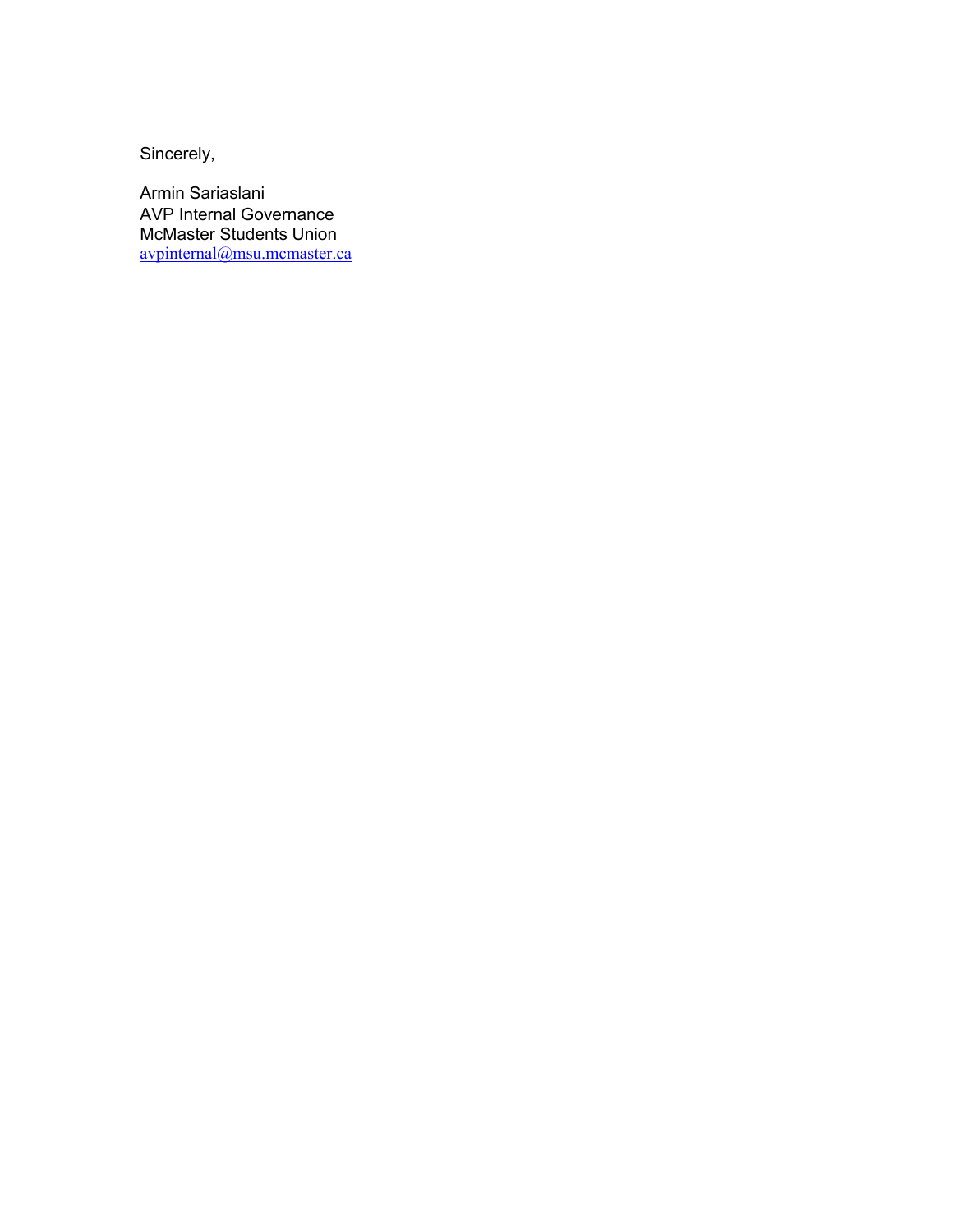Sincerely,

Armin Sariaslani
AVP Internal Governance
McMaster Students Union
avpinternal@msu.mcmaster.ca